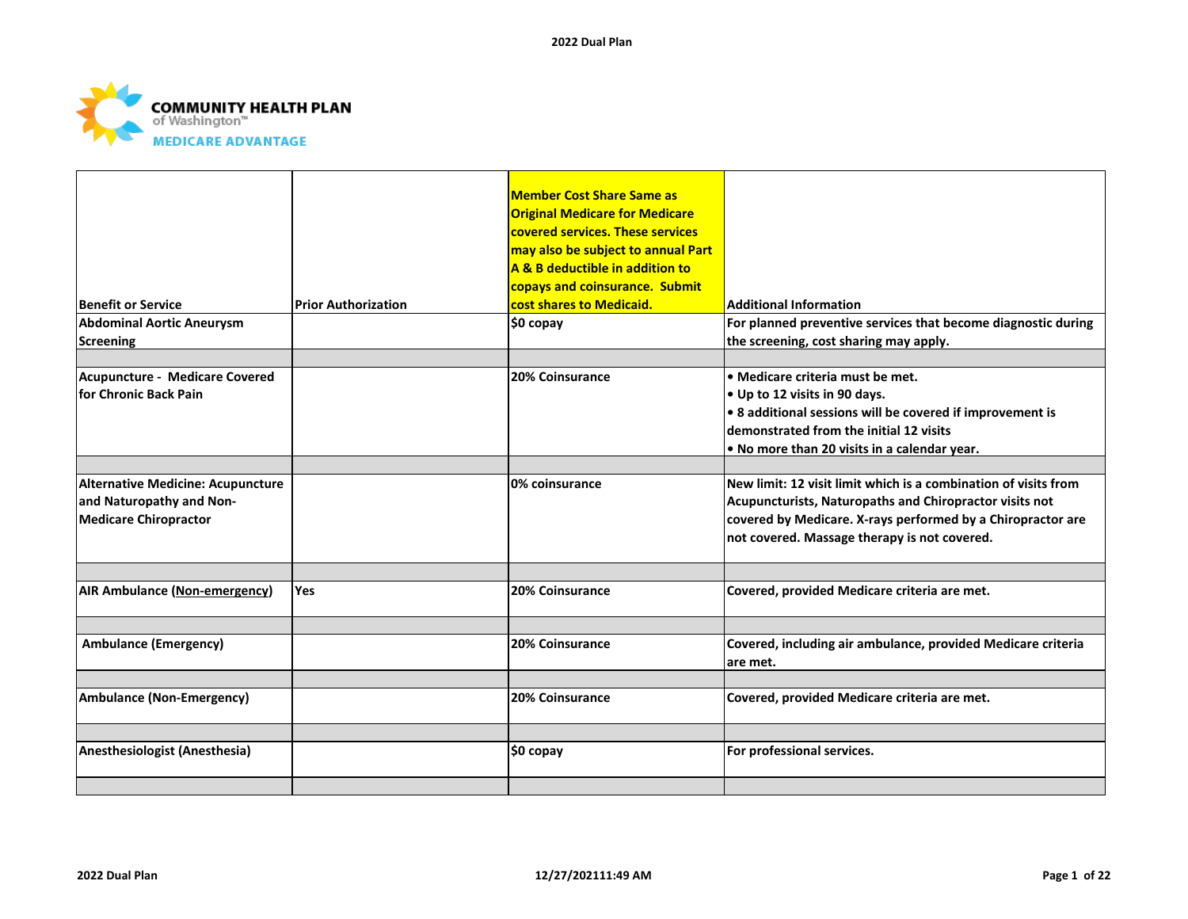COMMUNITY HEALTH PLAN of Washington™ MEDICARE ADVANTAGE

| Benefit or Service | Prior Authorization | Member Cost Share Same as Original Medicare for Medicare covered services. These services may also be subject to annual Part A & B deductible in addition to copays and coinsurance. Submit cost shares to Medicaid. | Additional Information |
|---|---|---|---|
| Abdominal Aortic Aneurysm Screening | | $0 copay | For planned preventive services that become diagnostic during the screening, cost sharing may apply. |
| | | | |
| Acupuncture - Medicare Covered for Chronic Back Pain | | 20% Coinsurance | • Medicare criteria must be met.<br>• Up to 12 visits in 90 days.<br>• 8 additional sessions will be covered if improvement is demonstrated from the initial 12 visits<br>• No more than 20 visits in a calendar year. |
| | | | |
| Alternative Medicine: Acupuncture and Naturopathy and Non-Medicare Chiropractor | | 0% coinsurance | New limit: 12 visit limit which is a combination of visits from Acupuncturists, Naturopaths and Chiropractor visits not covered by Medicare. X-rays performed by a Chiropractor are not covered. Massage therapy is not covered. |
| | | | |
| AIR Ambulance (Non-emergency) | Yes | 20% Coinsurance | Covered, provided Medicare criteria are met. |
| | | | |
| Ambulance (Emergency) | | 20% Coinsurance | Covered, including air ambulance, provided Medicare criteria are met. |
| | | | |
| Ambulance (Non-Emergency) | | 20% Coinsurance | Covered, provided Medicare criteria are met. |
| | | | |
| Anesthesiologist (Anesthesia) | | $0 copay | For professional services. |
| | | | |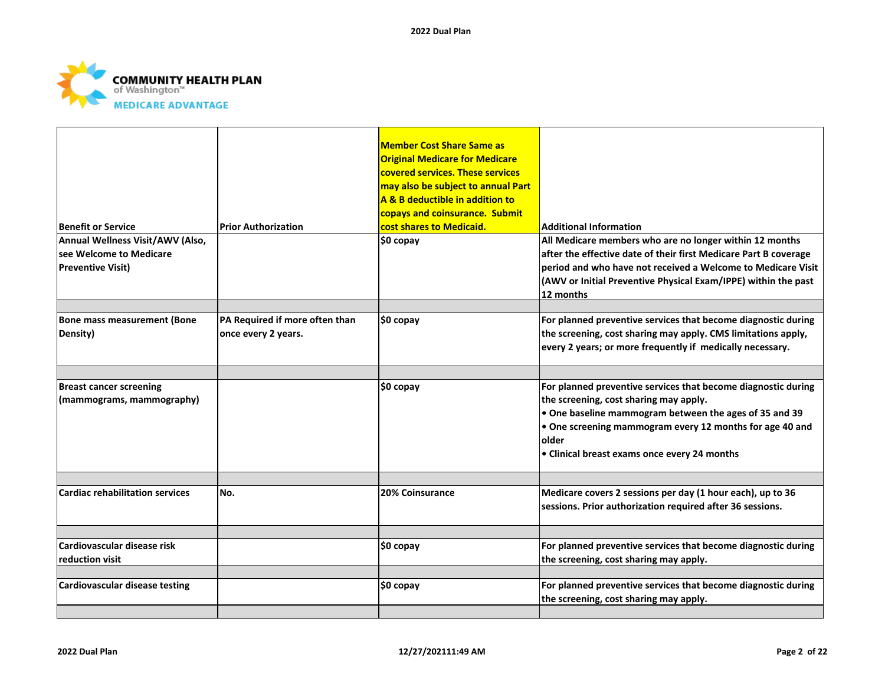**COMMUNITY HEALTH PLAN of Washington™**
**MEDICARE ADVANTAGE**

| Benefit or Service | Prior Authorization | Member Cost Share Same as Original Medicare for Medicare covered services. These services may also be subject to annual Part A & B deductible in addition to copays and coinsurance. Submit cost shares to Medicaid. | Additional Information |
|---|---|---|---|
| Annual Wellness Visit/AWV (Also, see Welcome to Medicare Preventive Visit) | | $0 copay | All Medicare members who are no longer within 12 months after the effective date of their first Medicare Part B coverage period and who have not received a Welcome to Medicare Visit (AWV or Initial Preventive Physical Exam/IPPE) within the past 12 months |
| | | | |
| Bone mass measurement (Bone Density) | PA Required if more often than once every 2 years. | $0 copay | For planned preventive services that become diagnostic during the screening, cost sharing may apply. CMS limitations apply, every 2 years; or more frequently if medically necessary. |
| | | | |
| Breast cancer screening (mammograms, mammography) | | $0 copay | For planned preventive services that become diagnostic during the screening, cost sharing may apply.<br>• One baseline mammogram between the ages of 35 and 39<br>• One screening mammogram every 12 months for age 40 and older<br>• Clinical breast exams once every 24 months |
| | | | |
| Cardiac rehabilitation services | No. | 20% Coinsurance | Medicare covers 2 sessions per day (1 hour each), up to 36 sessions. Prior authorization required after 36 sessions. |
| | | | |
| Cardiovascular disease risk reduction visit | | $0 copay | For planned preventive services that become diagnostic during the screening, cost sharing may apply. |
| | | | |
| Cardiovascular disease testing | | $0 copay | For planned preventive services that become diagnostic during the screening, cost sharing may apply. |
| | | | |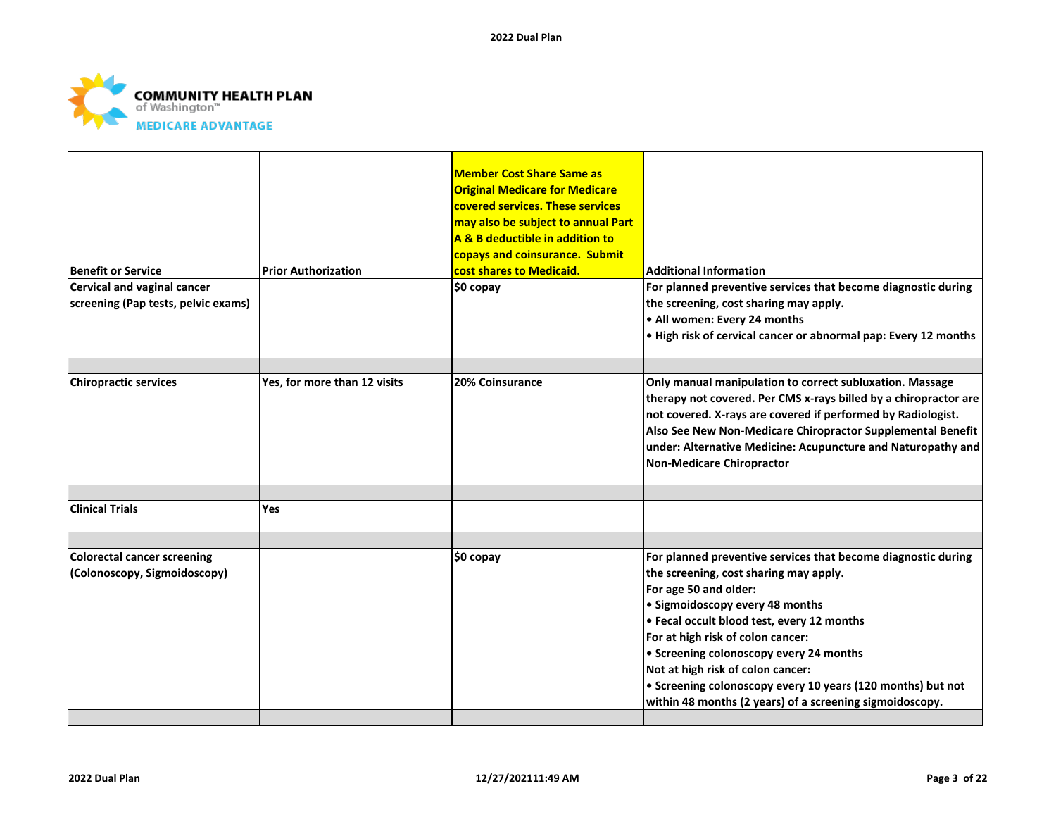| Benefit or Service | Prior Authorization | Member Cost Share Same as Original Medicare for Medicare covered services. These services may also be subject to annual Part A & B deductible in addition to copays and coinsurance. Submit cost shares to Medicaid. | Additional Information |
|---|---|---|---|
| Cervical and vaginal cancer screening (Pap tests, pelvic exams) | | $0 copay | For planned preventive services that become diagnostic during the screening, cost sharing may apply.<br>• All women: Every 24 months<br>• High risk of cervical cancer or abnormal pap: Every 12 months |
| | | | |
| Chiropractic services | Yes, for more than 12 visits | 20% Coinsurance | Only manual manipulation to correct subluxation. Massage therapy not covered. Per CMS x-rays billed by a chiropractor are not covered. X-rays are covered if performed by Radiologist. Also See New Non-Medicare Chiropractor Supplemental Benefit under: Alternative Medicine: Acupuncture and Naturopathy and Non-Medicare Chiropractor |
| | | | |
| Clinical Trials | Yes | | |
| | | | |
| Colorectal cancer screening (Colonoscopy, Sigmoidoscopy) | | $0 copay | For planned preventive services that become diagnostic during the screening, cost sharing may apply.<br>For age 50 and older:<br>• Sigmoidoscopy every 48 months<br>• Fecal occult blood test, every 12 months<br>For at high risk of colon cancer:<br>• Screening colonoscopy every 24 months<br>Not at high risk of colon cancer:<br>• Screening colonoscopy every 10 years (120 months) but not within 48 months (2 years) of a screening sigmoidoscopy. |
| | | | |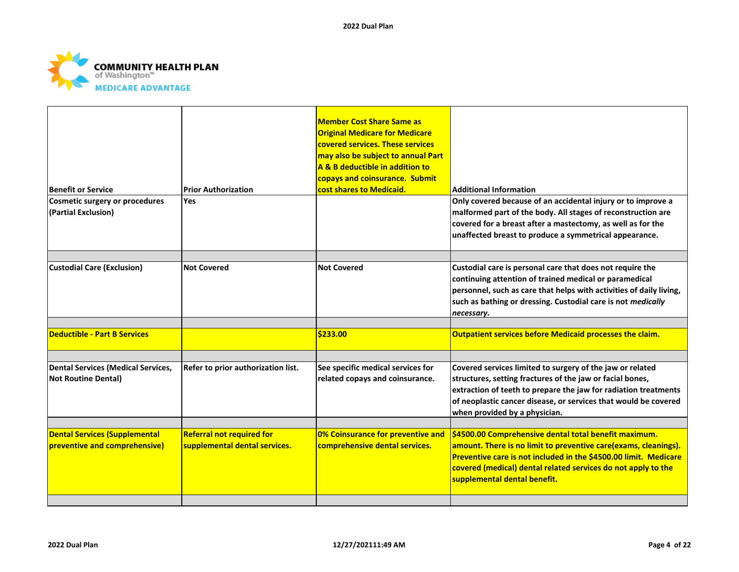| Benefit or Service | Prior Authorization | Member Cost Share Same as Original Medicare for Medicare covered services. These services may also be subject to annual Part A & B deductible in addition to copays and coinsurance. Submit cost shares to Medicaid. | Additional Information |
|---|---|---|---|
| **Cosmetic surgery or procedures (Partial Exclusion)** | Yes | | Only covered because of an accidental injury or to improve a malformed part of the body. All stages of reconstruction are covered for a breast after a mastectomy, as well as for the unaffected breast to produce a symmetrical appearance. |
| | | | |
| **Custodial Care (Exclusion)** | Not Covered | Not Covered | Custodial care is personal care that does not require the continuing attention of trained medical or paramedical personnel, such as care that helps with activities of daily living, such as bathing or dressing. Custodial care is not *medically necessary.* |
| | | | |
| **Deductible - Part B Services** | | $233.00 | Outpatient services before Medicaid processes the claim. |
| | | | |
| **Dental Services (Medical Services, Not Routine Dental)** | Refer to prior authorization list. | See specific medical services for related copays and coinsurance. | Covered services limited to surgery of the jaw or related structures, setting fractures of the jaw or facial bones, extraction of teeth to prepare the jaw for radiation treatments of neoplastic cancer disease, or services that would be covered when provided by a physician. |
| | | | |
| **Dental Services (Supplemental preventive and comprehensive)** | Referral not required for supplemental dental services. | 0% Coinsurance for preventive and comprehensive dental services. | $4500.00 Comprehensive dental total benefit maximum. amount. There is no limit to preventive care(exams, cleanings). Preventive care is not included in the $4500.00 limit. Medicare covered (medical) dental related services do not apply to the supplemental dental benefit. |
| | | | |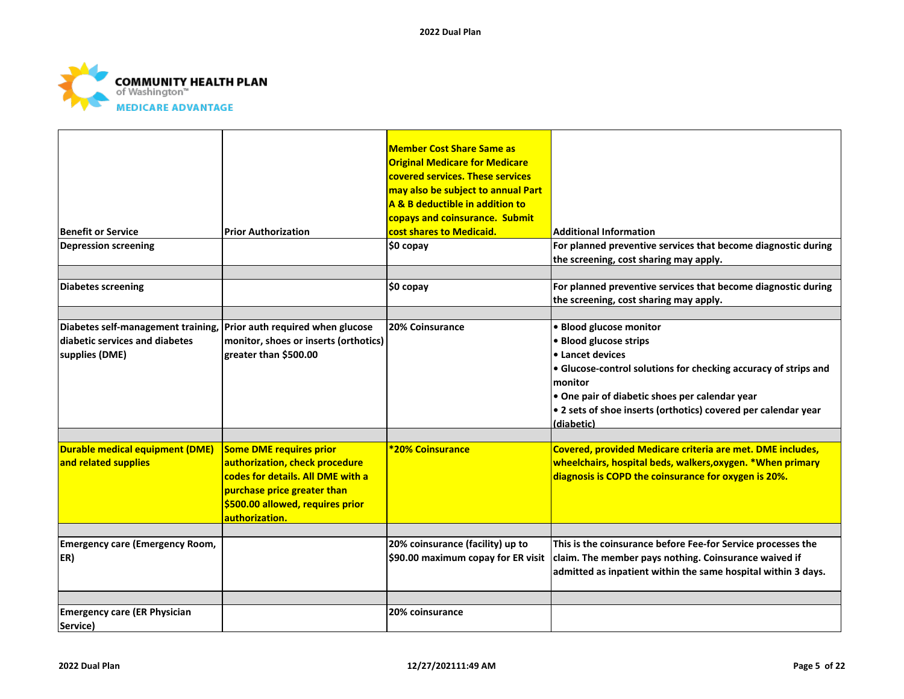| Benefit or Service | Prior Authorization | Member Cost Share Same as Original Medicare for Medicare covered services. These services may also be subject to annual Part A & B deductible in addition to copays and coinsurance. Submit cost shares to Medicaid. | Additional Information |
|---|---|---|---|
| Depression screening | | $0 copay | For planned preventive services that become diagnostic during the screening, cost sharing may apply. |
| | | | |
| Diabetes screening | | $0 copay | For planned preventive services that become diagnostic during the screening, cost sharing may apply. |
| | | | |
| Diabetes self-management training, diabetic services and diabetes supplies (DME) | Prior auth required when glucose monitor, shoes or inserts (orthotics) greater than $500.00 | 20% Coinsurance | • Blood glucose monitor<br>• Blood glucose strips<br>• Lancet devices<br>• Glucose-control solutions for checking accuracy of strips and monitor<br>• One pair of diabetic shoes per calendar year<br>• 2 sets of shoe inserts (orthotics) covered per calendar year (diabetic) |
| | | | |
| Durable medical equipment (DME) and related supplies | Some DME requires prior authorization, check procedure codes for details. All DME with a purchase price greater than $500.00 allowed, requires prior authorization. | *20% Coinsurance | Covered, provided Medicare criteria are met. DME includes, wheelchairs, hospital beds, walkers,oxygen. *When primary diagnosis is COPD the coinsurance for oxygen is 20%. |
| | | | |
| Emergency care (Emergency Room, ER) | | 20% coinsurance (facility) up to $90.00 maximum copay for ER visit | This is the coinsurance before Fee-for Service processes the claim. The member pays nothing. Coinsurance waived if admitted as inpatient within the same hospital within 3 days. |
| | | | |
| Emergency care (ER Physician Service) | | 20% coinsurance | |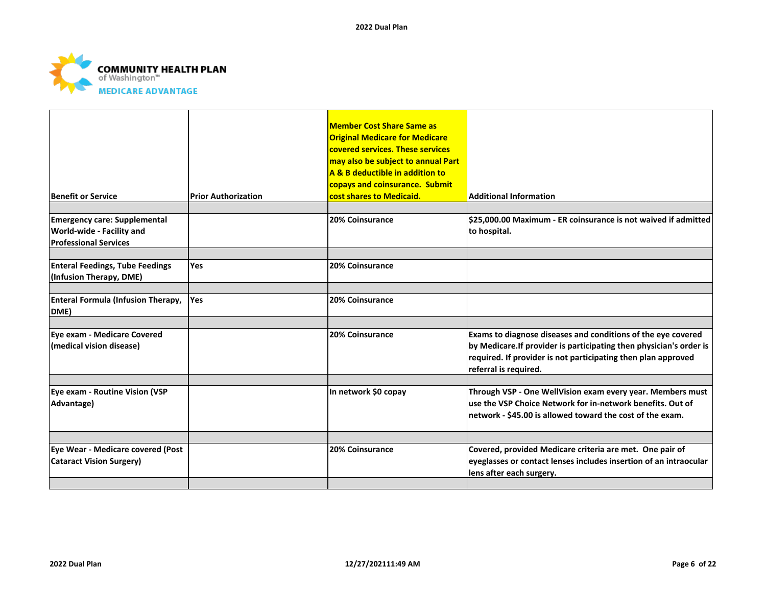COMMUNITY HEALTH PLAN of Washington™ MEDICARE ADVANTAGE

| Benefit or Service | Prior Authorization | Member Cost Share Same as Original Medicare for Medicare covered services. These services may also be subject to annual Part A & B deductible in addition to copays and coinsurance. Submit cost shares to Medicaid. | Additional Information |
|---|---|---|---|
| | | | |
| Emergency care: Supplemental World-wide - Facility and Professional Services | | 20% Coinsurance | $25,000.00 Maximum - ER coinsurance is not waived if admitted to hospital. |
| | | | |
| Enteral Feedings, Tube Feedings (Infusion Therapy, DME) | Yes | 20% Coinsurance | |
| | | | |
| Enteral Formula (Infusion Therapy, DME) | Yes | 20% Coinsurance | |
| | | | |
| Eye exam - Medicare Covered (medical vision disease) | | 20% Coinsurance | Exams to diagnose diseases and conditions of the eye covered by Medicare.If provider is participating then physician's order is required. If provider is not participating then plan approved referral is required. |
| | | | |
| Eye exam - Routine Vision (VSP Advantage) | | In network $0 copay | Through VSP - One WellVision exam every year. Members must use the VSP Choice Network for in-network benefits. Out of network - $45.00 is allowed toward the cost of the exam. |
| | | | |
| Eye Wear - Medicare covered (Post Cataract Vision Surgery) | | 20% Coinsurance | Covered, provided Medicare criteria are met. One pair of eyeglasses or contact lenses includes insertion of an intraocular lens after each surgery. |
| | | | |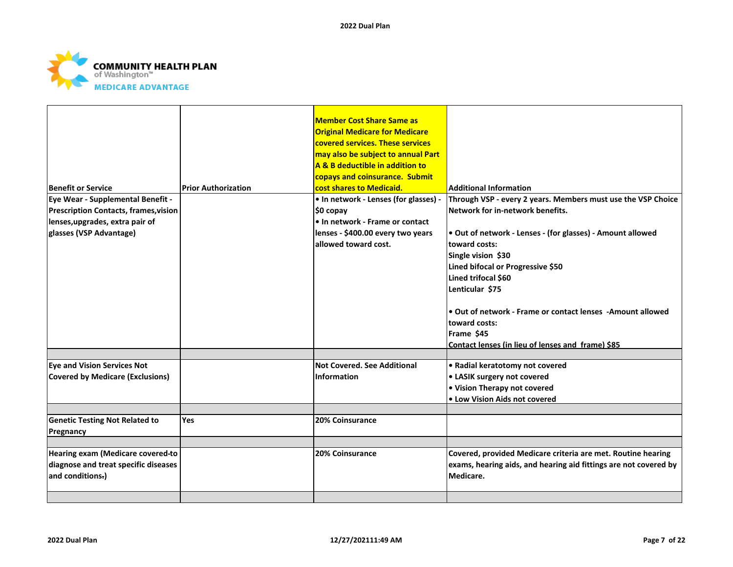| Benefit or Service | Prior Authorization | Member Cost Share Same as Original Medicare for Medicare covered services. These services may also be subject to annual Part A & B deductible in addition to copays and coinsurance. Submit cost shares to Medicaid. | Additional Information |
|---|---|---|---|
| Eye Wear - Supplemental Benefit - Prescription Contacts, frames,vision lenses,upgrades, extra pair of glasses (VSP Advantage) | | • In network - Lenses (for glasses) - $0 copay<br>• In network - Frame or contact lenses - $400.00 every two years allowed toward cost. | Through VSP - every 2 years. Members must use the VSP Choice Network for in-network benefits.<br><br>• Out of network - Lenses - (for glasses) - Amount allowed toward costs:<br>Single vision $30<br>Lined bifocal or Progressive $50<br>Lined trifocal $60<br>Lenticular $75<br><br>• Out of network - Frame or contact lenses -Amount allowed toward costs:<br>Frame $45<br>Contact lenses (in lieu of lenses and frame) $85 |
| | | | |
| Eye and Vision Services Not Covered by Medicare (Exclusions) | | Not Covered. See Additional Information | • Radial keratotomy not covered<br>• LASIK surgery not covered<br>• Vision Therapy not covered<br>• Low Vision Aids not covered |
| | | | |
| Genetic Testing Not Related to Pregnancy | Yes | 20% Coinsurance | |
| | | | |
| Hearing exam (Medicare covered-to diagnose and treat specific diseases and conditions.) | | 20% Coinsurance | Covered, provided Medicare criteria are met. Routine hearing exams, hearing aids, and hearing aid fittings are not covered by Medicare. |
| | | | |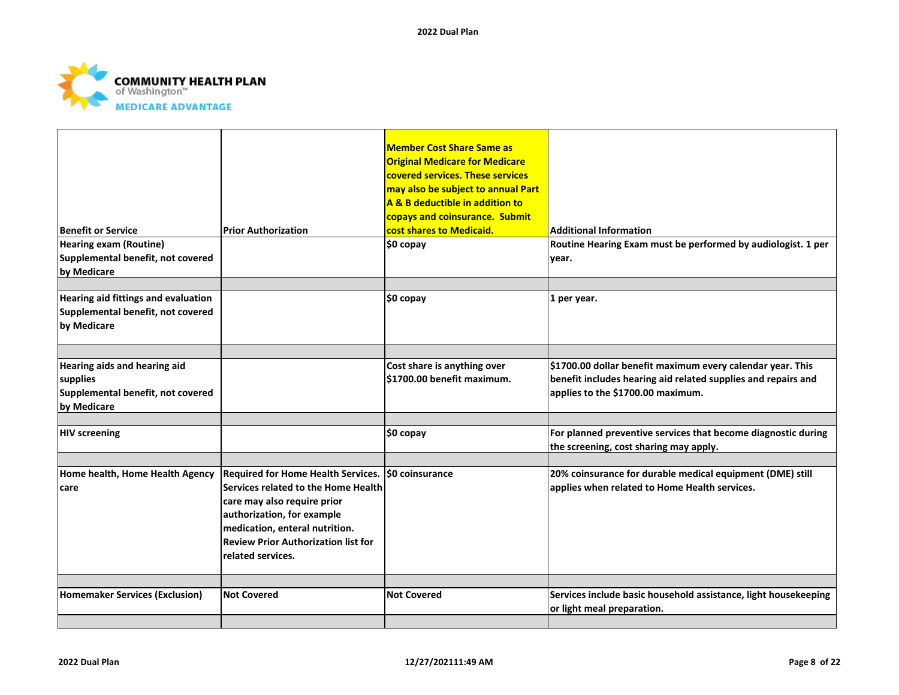**COMMUNITY HEALTH PLAN of Washington™ MEDICARE ADVANTAGE**

| Benefit or Service | Prior Authorization | Member Cost Share Same as Original Medicare for Medicare covered services. These services may also be subject to annual Part A & B deductible in addition to copays and coinsurance. Submit cost shares to Medicaid. | Additional Information |
|---|---|---|---|
| Hearing exam (Routine) Supplemental benefit, not covered by Medicare | | $0 copay | Routine Hearing Exam must be performed by audiologist. 1 per year. |
| | | | |
| Hearing aid fittings and evaluation Supplemental benefit, not covered by Medicare | | $0 copay | 1 per year. |
| | | | |
| Hearing aids and hearing aid supplies Supplemental benefit, not covered by Medicare | | Cost share is anything over $1700.00 benefit maximum. | $1700.00 dollar benefit maximum every calendar year. This benefit includes hearing aid related supplies and repairs and applies to the $1700.00 maximum. |
| | | | |
| HIV screening | | $0 copay | For planned preventive services that become diagnostic during the screening, cost sharing may apply. |
| | | | |
| Home health, Home Health Agency care | Required for Home Health Services. Services related to the Home Health care may also require prior authorization, for example medication, enteral nutrition. Review Prior Authorization list for related services. | $0 coinsurance | 20% coinsurance for durable medical equipment (DME) still applies when related to Home Health services. |
| | | | |
| Homemaker Services (Exclusion) | Not Covered | Not Covered | Services include basic household assistance, light housekeeping or light meal preparation. |
| | | | |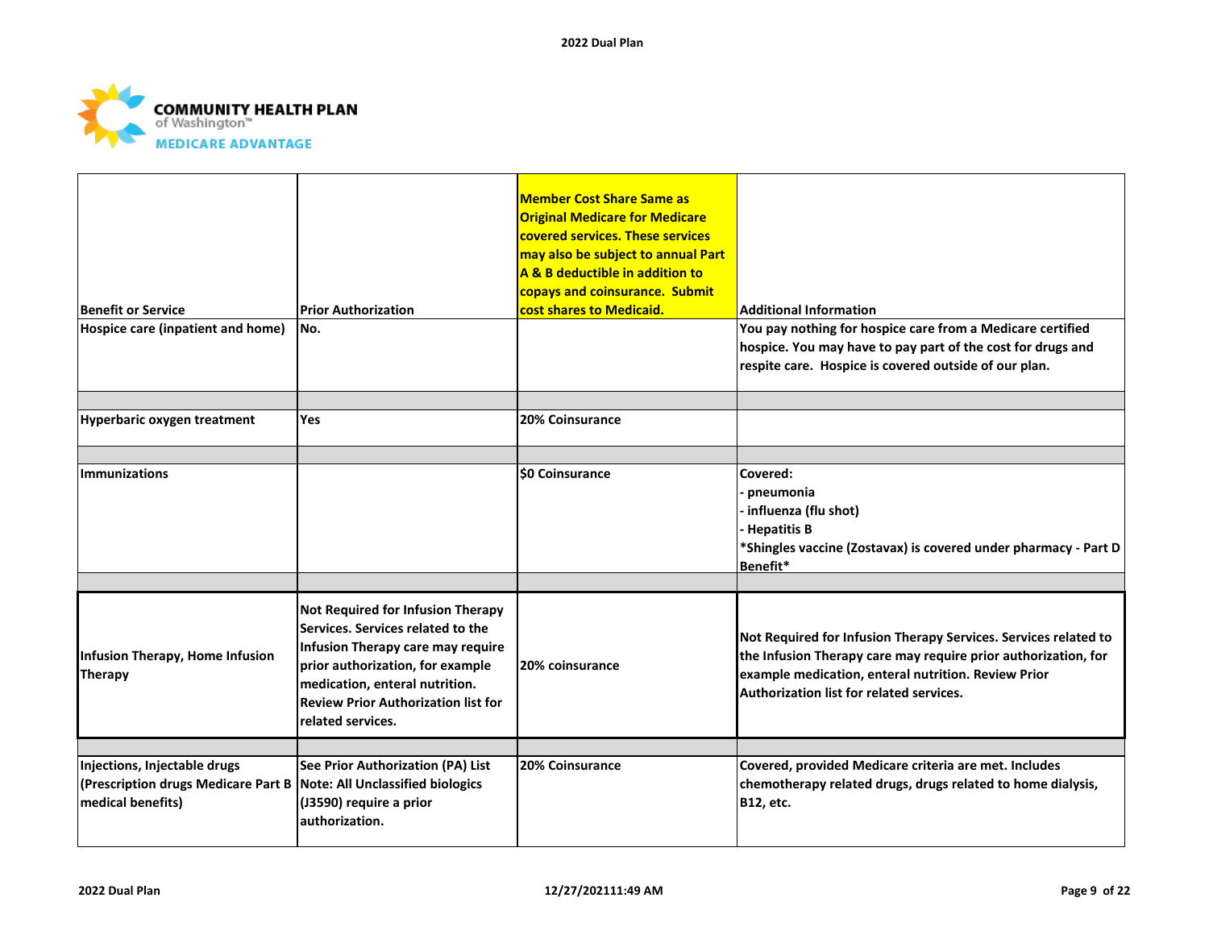COMMUNITY HEALTH PLAN of Washington™ MEDICARE ADVANTAGE

| Benefit or Service | Prior Authorization | Member Cost Share Same as Original Medicare for Medicare covered services. These services may also be subject to annual Part A & B deductible in addition to copays and coinsurance. Submit cost shares to Medicaid. | Additional Information |
|---|---|---|---|
| Hospice care (inpatient and home) | No. | | You pay nothing for hospice care from a Medicare certified hospice. You may have to pay part of the cost for drugs and respite care. Hospice is covered outside of our plan. |
| | | | |
| Hyperbaric oxygen treatment | Yes | 20% Coinsurance | |
| | | | |
| Immunizations | | $0 Coinsurance | Covered:<br>- pneumonia<br>- influenza (flu shot)<br>- Hepatitis B<br>*Shingles vaccine (Zostavax) is covered under pharmacy - Part D Benefit* |
| | | | |
| Infusion Therapy, Home Infusion Therapy | Not Required for Infusion Therapy Services. Services related to the Infusion Therapy care may require prior authorization, for example medication, enteral nutrition. Review Prior Authorization list for related services. | 20% coinsurance | Not Required for Infusion Therapy Services. Services related to the Infusion Therapy care may require prior authorization, for example medication, enteral nutrition. Review Prior Authorization list for related services. |
| | | | |
| Injections, Injectable drugs (Prescription drugs Medicare Part B medical benefits) | See Prior Authorization (PA) List Note: All Unclassified biologics (J3590) require a prior authorization. | 20% Coinsurance | Covered, provided Medicare criteria are met. Includes chemotherapy related drugs, drugs related to home dialysis, B12, etc. |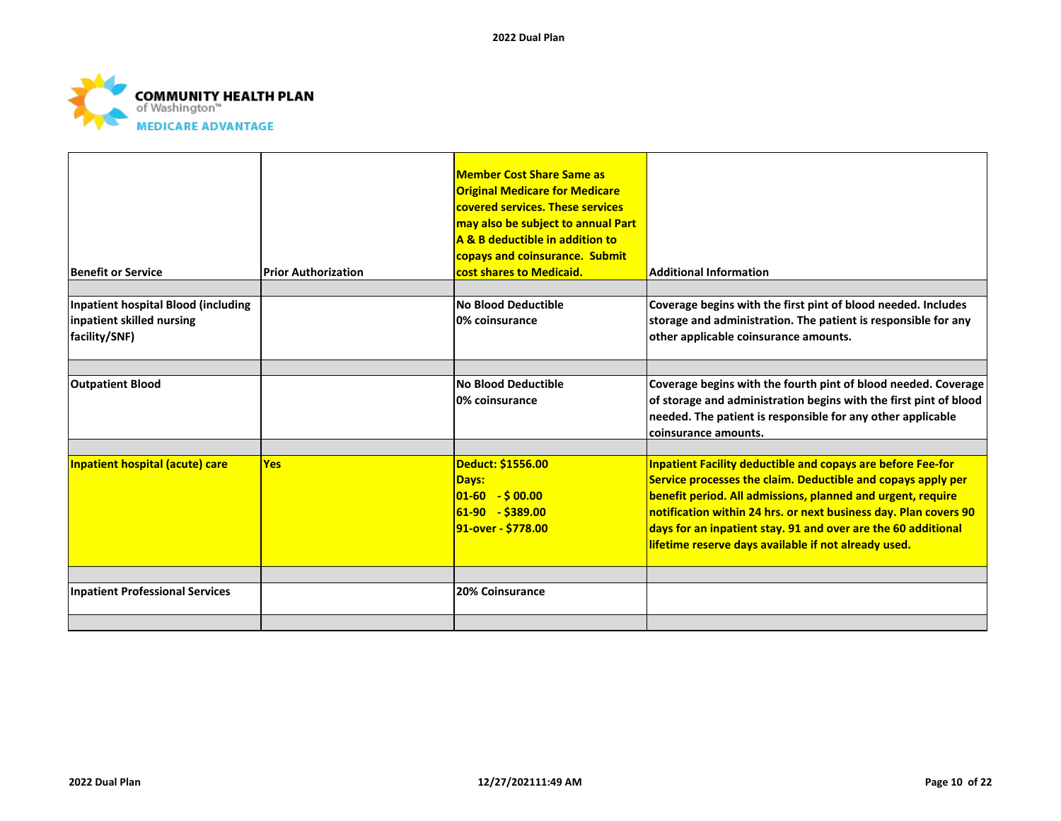| Benefit or Service | Prior Authorization | Member Cost Share Same as Original Medicare for Medicare covered services. These services may also be subject to annual Part A & B deductible in addition to copays and coinsurance. Submit cost shares to Medicaid. | Additional Information |
|---|---|---|---|
| | | | |
| Inpatient hospital Blood (including inpatient skilled nursing facility/SNF) | | No Blood Deductible<br>0% coinsurance | Coverage begins with the first pint of blood needed. Includes storage and administration. The patient is responsible for any other applicable coinsurance amounts. |
| | | | |
| Outpatient Blood | | No Blood Deductible<br>0% coinsurance | Coverage begins with the fourth pint of blood needed. Coverage of storage and administration begins with the first pint of blood needed. The patient is responsible for any other applicable coinsurance amounts. |
| | | | |
| Inpatient hospital (acute) care | Yes | Deduct: $1556.00<br>Days:<br>01-60 - $ 00.00<br>61-90 - $389.00<br>91-over - $778.00 | Inpatient Facility deductible and copays are before Fee-for Service processes the claim. Deductible and copays apply per benefit period. All admissions, planned and urgent, require notification within 24 hrs. or next business day. Plan covers 90 days for an inpatient stay. 91 and over are the 60 additional lifetime reserve days available if not already used. |
| | | | |
| Inpatient Professional Services | | 20% Coinsurance | |
| | | | |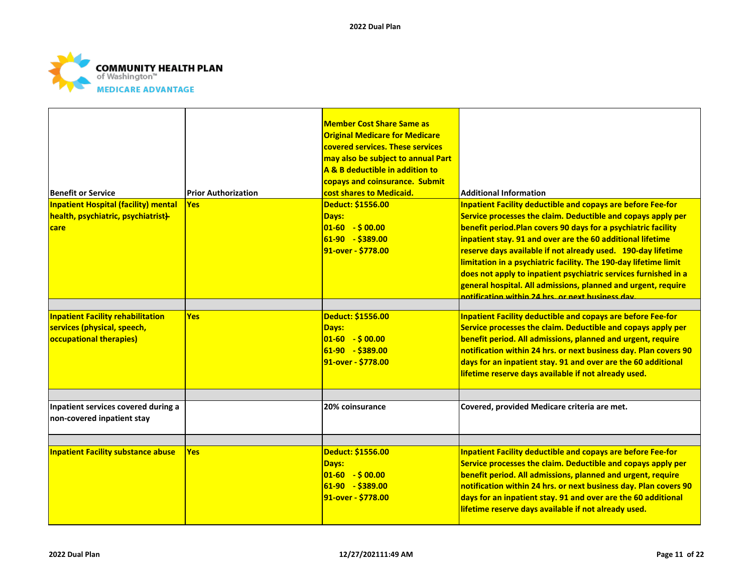| Benefit or Service | Prior Authorization | Member Cost Share Same as Original Medicare for Medicare covered services. These services may also be subject to annual Part A & B deductible in addition to copays and coinsurance. Submit cost shares to Medicaid. | Additional Information |
|---|---|---|---|
| **Inpatient Hospital (facility) mental health, psychiatric, psychiatrist care** | **Yes** | **Deduct: $1556.00**<br>**Days:**<br>**01-60 - $ 00.00**<br>**61-90 - $389.00**<br>**91-over - $778.00** | **Inpatient Facility deductible and copays are before Fee-for Service processes the claim. Deductible and copays apply per benefit period.Plan covers 90 days for a psychiatric facility inpatient stay. 91 and over are the 60 additional lifetime reserve days available if not already used. 190-day lifetime limitation in a psychiatric facility. The 190-day lifetime limit does not apply to inpatient psychiatric services furnished in a general hospital. All admissions, planned and urgent, require notification within 24 hrs. or next business day.** |
| | | | |
| **Inpatient Facility rehabilitation services (physical, speech, occupational therapies)** | **Yes** | **Deduct: $1556.00**<br>**Days:**<br>**01-60 - $ 00.00**<br>**61-90 - $389.00**<br>**91-over - $778.00** | **Inpatient Facility deductible and copays are before Fee-for Service processes the claim. Deductible and copays apply per benefit period. All admissions, planned and urgent, require notification within 24 hrs. or next business day. Plan covers 90 days for an inpatient stay. 91 and over are the 60 additional lifetime reserve days available if not already used.** |
| | | | |
| Inpatient services covered during a non-covered inpatient stay | | 20% coinsurance | Covered, provided Medicare criteria are met. |
| | | | |
| **Inpatient Facility substance abuse** | **Yes** | **Deduct: $1556.00**<br>**Days:**<br>**01-60 - $ 00.00**<br>**61-90 - $389.00**<br>**91-over - $778.00** | **Inpatient Facility deductible and copays are before Fee-for Service processes the claim. Deductible and copays apply per benefit period. All admissions, planned and urgent, require notification within 24 hrs. or next business day. Plan covers 90 days for an inpatient stay. 91 and over are the 60 additional lifetime reserve days available if not already used.** |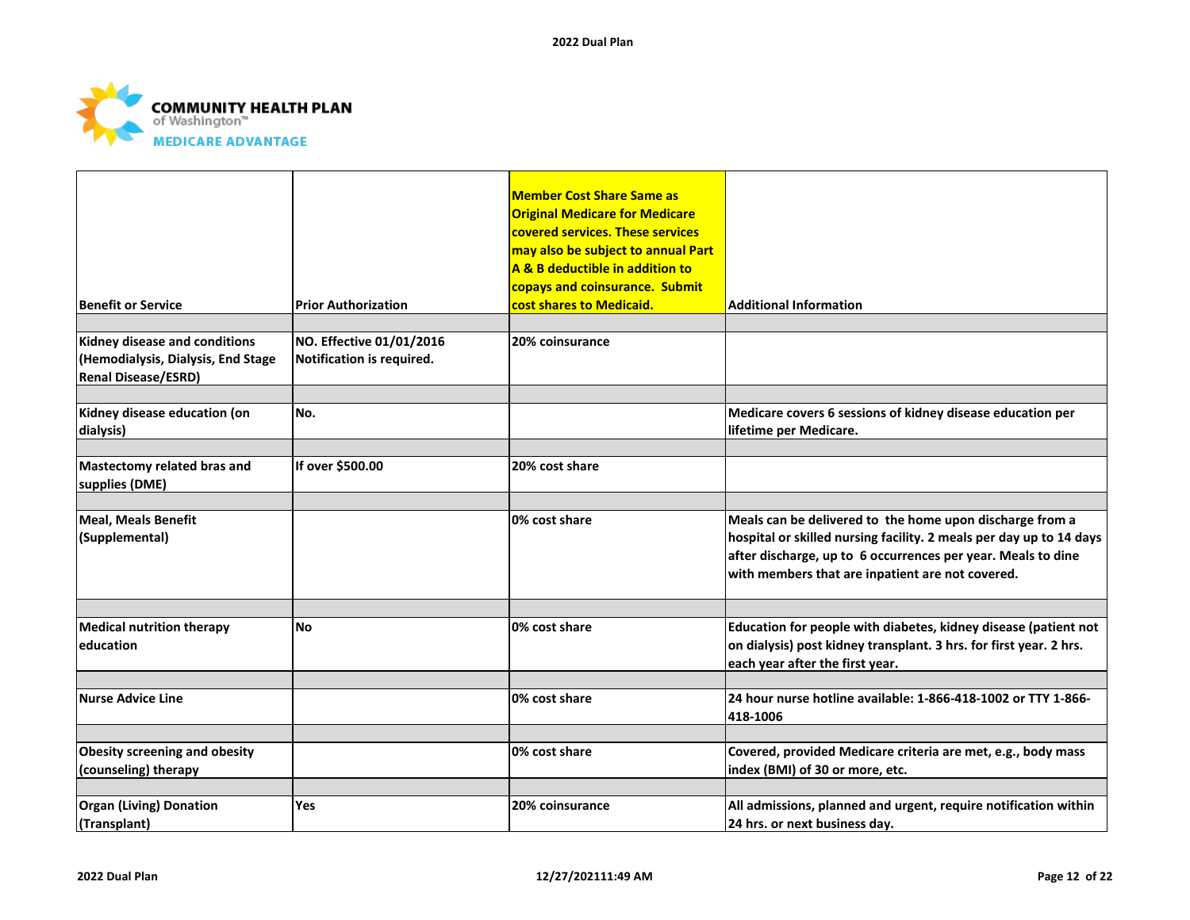| Benefit or Service | Prior Authorization | Member Cost Share Same as Original Medicare for Medicare covered services. These services may also be subject to annual Part A & B deductible in addition to copays and coinsurance. Submit cost shares to Medicaid. | Additional Information |
|---|---|---|---|
| Kidney disease and conditions (Hemodialysis, Dialysis, End Stage Renal Disease/ESRD) | NO. Effective 01/01/2016 Notification is required. | 20% coinsurance | |
| Kidney disease education (on dialysis) | No. | | Medicare covers 6 sessions of kidney disease education per lifetime per Medicare. |
| Mastectomy related bras and supplies (DME) | If over $500.00 | 20% cost share | |
| Meal, Meals Benefit (Supplemental) | | 0% cost share | Meals can be delivered to the home upon discharge from a hospital or skilled nursing facility. 2 meals per day up to 14 days after discharge, up to 6 occurrences per year. Meals to dine with members that are inpatient are not covered. |
| Medical nutrition therapy education | No | 0% cost share | Education for people with diabetes, kidney disease (patient not on dialysis) post kidney transplant. 3 hrs. for first year. 2 hrs. each year after the first year. |
| Nurse Advice Line | | 0% cost share | 24 hour nurse hotline available: 1-866-418-1002 or TTY 1-866-418-1006 |
| Obesity screening and obesity (counseling) therapy | | 0% cost share | Covered, provided Medicare criteria are met, e.g., body mass index (BMI) of 30 or more, etc. |
| Organ (Living) Donation (Transplant) | Yes | 20% coinsurance | All admissions, planned and urgent, require notification within 24 hrs. or next business day. |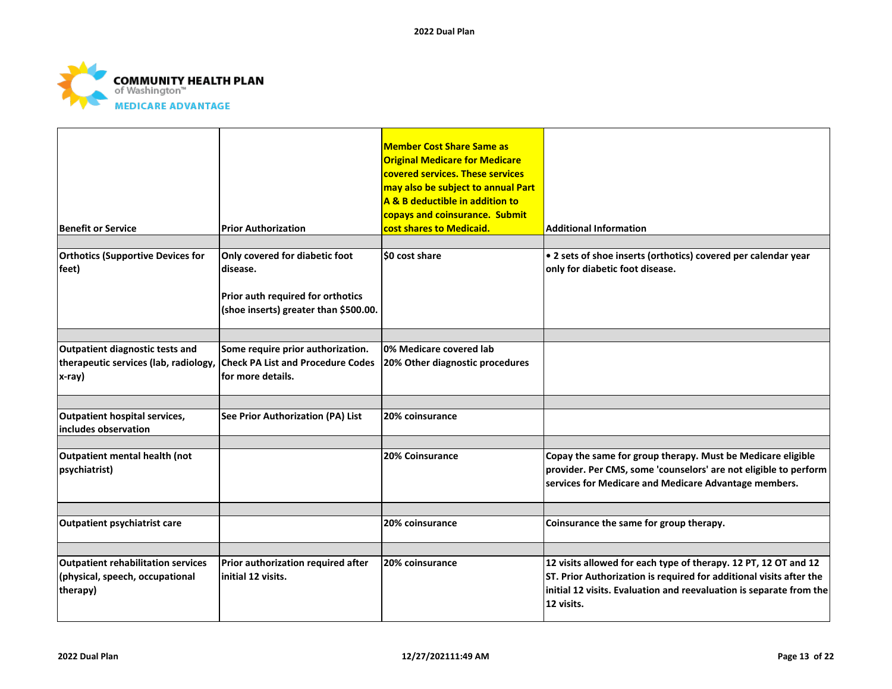| Benefit or Service | Prior Authorization | Member Cost Share Same as Original Medicare for Medicare covered services. These services may also be subject to annual Part A & B deductible in addition to copays and coinsurance. Submit cost shares to Medicaid. | Additional Information |
|---|---|---|---|
| | | | |
| Orthotics (Supportive Devices for feet) | Only covered for diabetic foot disease.<br><br>Prior auth required for orthotics (shoe inserts) greater than $500.00. | $0 cost share | • 2 sets of shoe inserts (orthotics) covered per calendar year only for diabetic foot disease. |
| | | | |
| Outpatient diagnostic tests and therapeutic services (lab, radiology, x-ray) | Some require prior authorization. Check PA List and Procedure Codes for more details. | 0% Medicare covered lab<br>20% Other diagnostic procedures | |
| | | | |
| Outpatient hospital services, includes observation | See Prior Authorization (PA) List | 20% coinsurance | |
| | | | |
| Outpatient mental health (not psychiatrist) | | 20% Coinsurance | Copay the same for group therapy. Must be Medicare eligible provider. Per CMS, some 'counselors' are not eligible to perform services for Medicare and Medicare Advantage members. |
| | | | |
| Outpatient psychiatrist care | | 20% coinsurance | Coinsurance the same for group therapy. |
| | | | |
| Outpatient rehabilitation services (physical, speech, occupational therapy) | Prior authorization required after initial 12 visits. | 20% coinsurance | 12 visits allowed for each type of therapy. 12 PT, 12 OT and 12 ST. Prior Authorization is required for additional visits after the initial 12 visits. Evaluation and reevaluation is separate from the 12 visits. |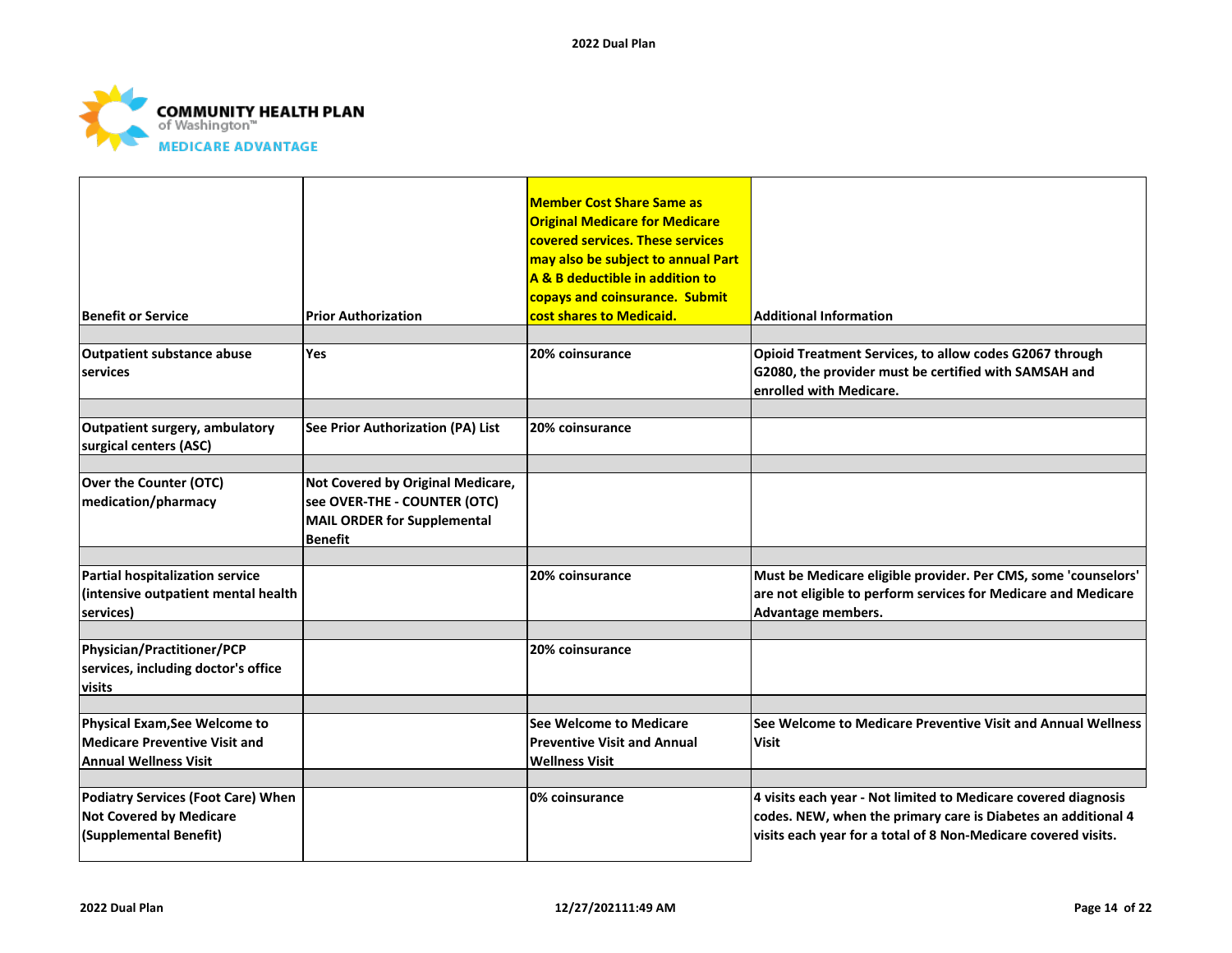| Benefit or Service | Prior Authorization | Member Cost Share Same as Original Medicare for Medicare covered services. These services may also be subject to annual Part A & B deductible in addition to copays and coinsurance. Submit cost shares to Medicaid. | Additional Information |
|---|---|---|---|
| | | | |
| Outpatient substance abuse services | Yes | 20% coinsurance | Opioid Treatment Services, to allow codes G2067 through G2080, the provider must be certified with SAMSAH and enrolled with Medicare. |
| | | | |
| Outpatient surgery, ambulatory surgical centers (ASC) | See Prior Authorization (PA) List | 20% coinsurance | |
| | | | |
| Over the Counter (OTC) medication/pharmacy | Not Covered by Original Medicare, see OVER-THE - COUNTER (OTC) MAIL ORDER for Supplemental Benefit | | |
| | | | |
| Partial hospitalization service (intensive outpatient mental health services) | | 20% coinsurance | Must be Medicare eligible provider. Per CMS, some 'counselors' are not eligible to perform services for Medicare and Medicare Advantage members. |
| | | | |
| Physician/Practitioner/PCP services, including doctor's office visits | | 20% coinsurance | |
| | | | |
| Physical Exam,See Welcome to Medicare Preventive Visit and Annual Wellness Visit | | See Welcome to Medicare Preventive Visit and Annual Wellness Visit | See Welcome to Medicare Preventive Visit and Annual Wellness Visit |
| | | | |
| Podiatry Services (Foot Care) When Not Covered by Medicare (Supplemental Benefit) | | 0% coinsurance | 4 visits each year - Not limited to Medicare covered diagnosis codes. NEW, when the primary care is Diabetes an additional 4 visits each year for a total of 8 Non-Medicare covered visits. |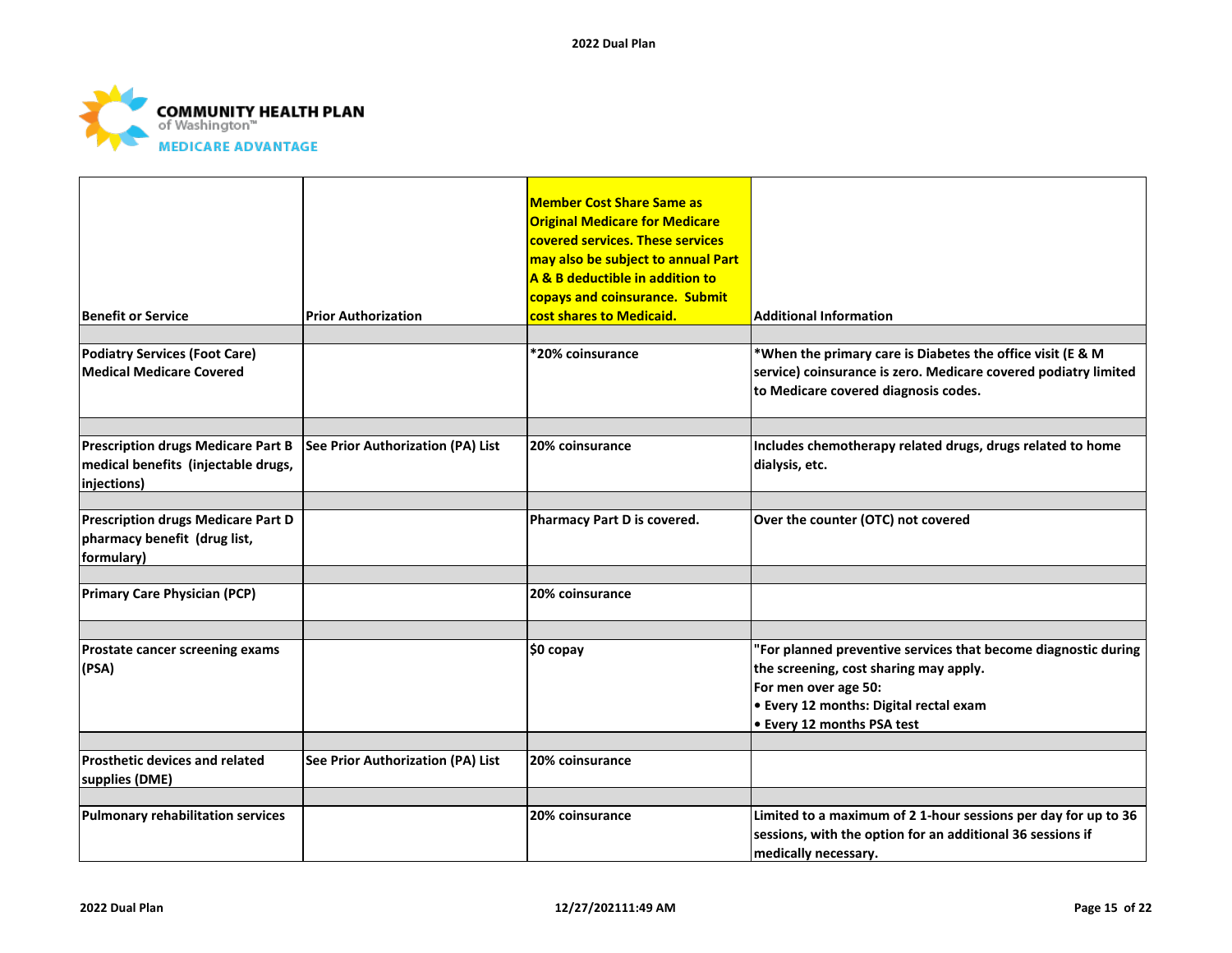| Benefit or Service | Prior Authorization | Member Cost Share Same as Original Medicare for Medicare covered services. These services may also be subject to annual Part A & B deductible in addition to copays and coinsurance. Submit cost shares to Medicaid. | Additional Information |
|---|---|---|---|
| | | | |
| **Podiatry Services (Foot Care) Medical Medicare Covered** | | *20% coinsurance | *When the primary care is Diabetes the office visit (E & M service) coinsurance is zero. Medicare covered podiatry limited to Medicare covered diagnosis codes. |
| | | | |
| **Prescription drugs Medicare Part B medical benefits (injectable drugs, injections)** | See Prior Authorization (PA) List | 20% coinsurance | Includes chemotherapy related drugs, drugs related to home dialysis, etc. |
| | | | |
| **Prescription drugs Medicare Part D pharmacy benefit (drug list, formulary)** | | Pharmacy Part D is covered. | Over the counter (OTC) not covered |
| | | | |
| **Primary Care Physician (PCP)** | | 20% coinsurance | |
| | | | |
| **Prostate cancer screening exams (PSA)** | | $0 copay | "For planned preventive services that become diagnostic during the screening, cost sharing may apply.<br>For men over age 50:<br>• Every 12 months: Digital rectal exam<br>• Every 12 months PSA test |
| | | | |
| **Prosthetic devices and related supplies (DME)** | See Prior Authorization (PA) List | 20% coinsurance | |
| | | | |
| **Pulmonary rehabilitation services** | | 20% coinsurance | Limited to a maximum of 2 1-hour sessions per day for up to 36 sessions, with the option for an additional 36 sessions if medically necessary. |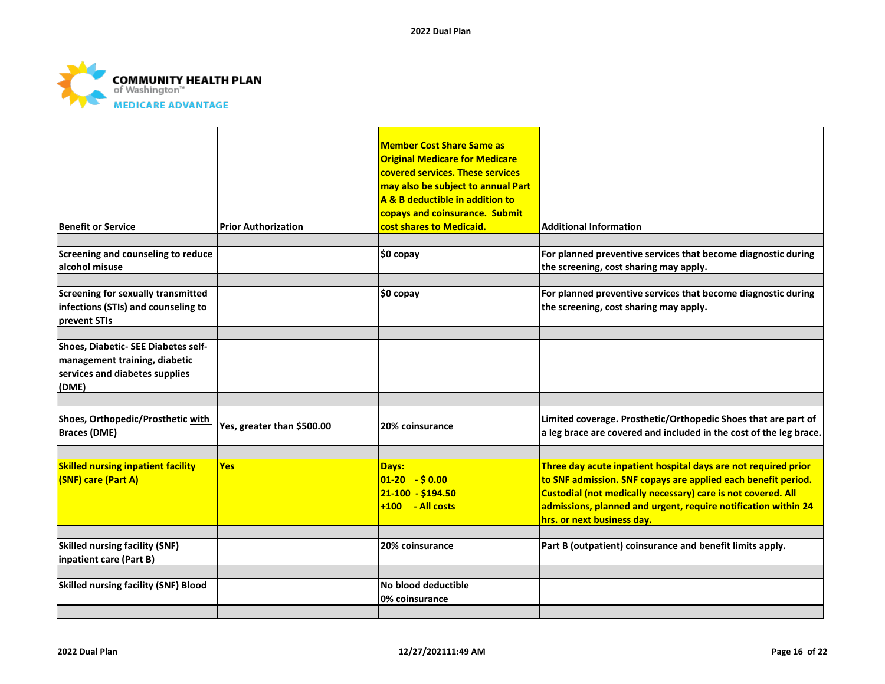| Benefit or Service | Prior Authorization | Member Cost Share Same as Original Medicare for Medicare covered services. These services may also be subject to annual Part A & B deductible in addition to copays and coinsurance. Submit cost shares to Medicaid. | Additional Information |
|---|---|---|---|
| Screening and counseling to reduce alcohol misuse | | $0 copay | For planned preventive services that become diagnostic during the screening, cost sharing may apply. |
| Screening for sexually transmitted infections (STIs) and counseling to prevent STIs | | $0 copay | For planned preventive services that become diagnostic during the screening, cost sharing may apply. |
| Shoes, Diabetic- SEE Diabetes self-management training, diabetic services and diabetes supplies (DME) | | | |
| Shoes, Orthopedic/Prosthetic with Braces (DME) | Yes, greater than $500.00 | 20% coinsurance | Limited coverage. Prosthetic/Orthopedic Shoes that are part of a leg brace are covered and included in the cost of the leg brace. |
| **Skilled nursing inpatient facility (SNF) care (Part A)** | **Yes** | **Days:**<br>**01-20 - $ 0.00**<br>**21-100 - $194.50**<br>**+100 - All costs** | **Three day acute inpatient hospital days are not required prior to SNF admission. SNF copays are applied each benefit period. Custodial (not medically necessary) care is not covered. All admissions, planned and urgent, require notification within 24 hrs. or next business day.** |
| Skilled nursing facility (SNF) inpatient care (Part B) | | 20% coinsurance | Part B (outpatient) coinsurance and benefit limits apply. |
| Skilled nursing facility (SNF) Blood | | No blood deductible<br>0% coinsurance | |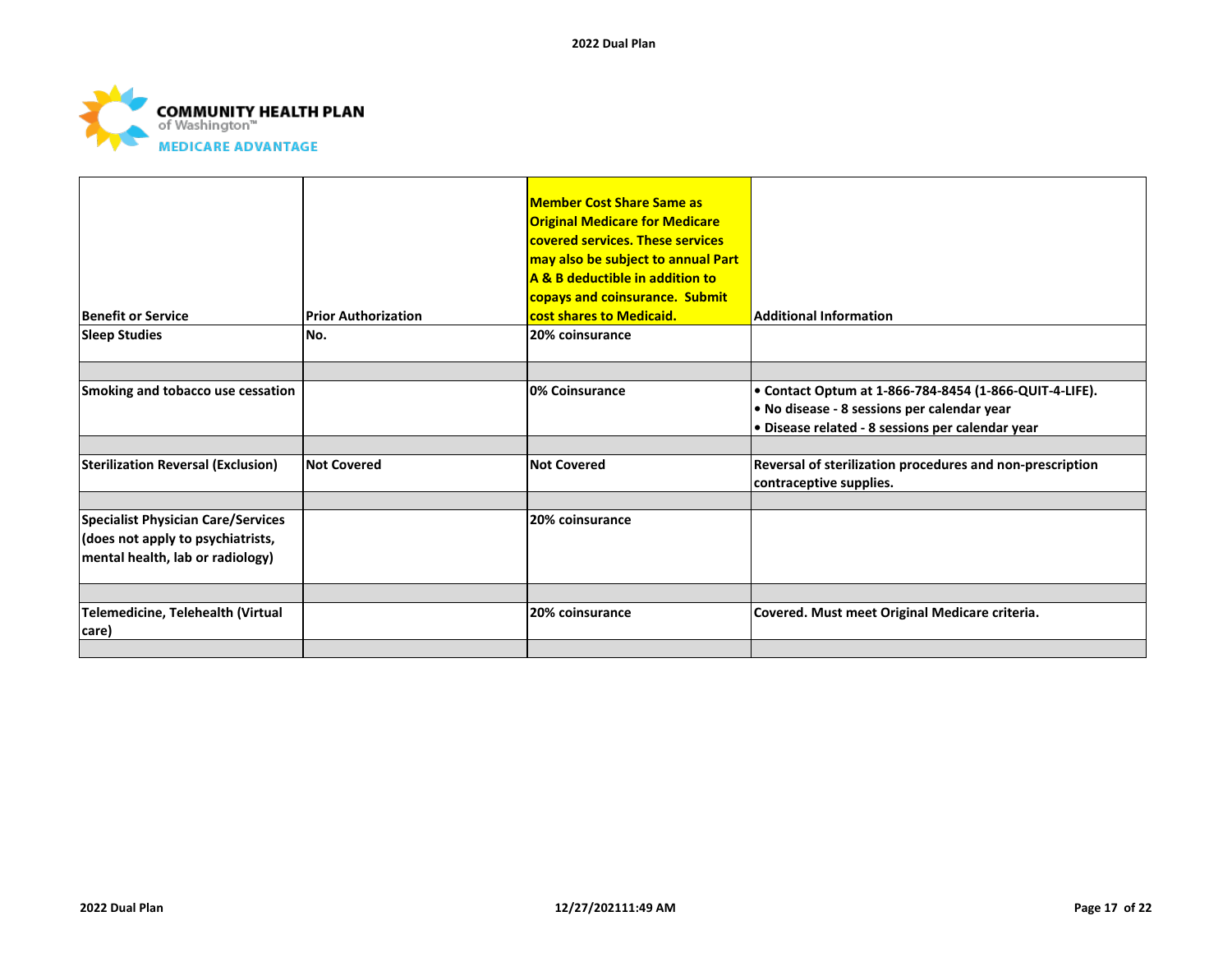COMMUNITY HEALTH PLAN of Washington™ MEDICARE ADVANTAGE

| Benefit or Service | Prior Authorization | Member Cost Share Same as Original Medicare for Medicare covered services. These services may also be subject to annual Part A & B deductible in addition to copays and coinsurance. Submit cost shares to Medicaid. | Additional Information |
|---|---|---|---|
| Sleep Studies | No. | 20% coinsurance | |
| | | | |
| Smoking and tobacco use cessation | | 0% Coinsurance | • Contact Optum at 1-866-784-8454 (1-866-QUIT-4-LIFE).<br>• No disease - 8 sessions per calendar year<br>• Disease related - 8 sessions per calendar year |
| | | | |
| Sterilization Reversal (Exclusion) | Not Covered | Not Covered | Reversal of sterilization procedures and non-prescription contraceptive supplies. |
| | | | |
| Specialist Physician Care/Services (does not apply to psychiatrists, mental health, lab or radiology) | | 20% coinsurance | |
| | | | |
| Telemedicine, Telehealth (Virtual care) | | 20% coinsurance | Covered. Must meet Original Medicare criteria. |
| | | | |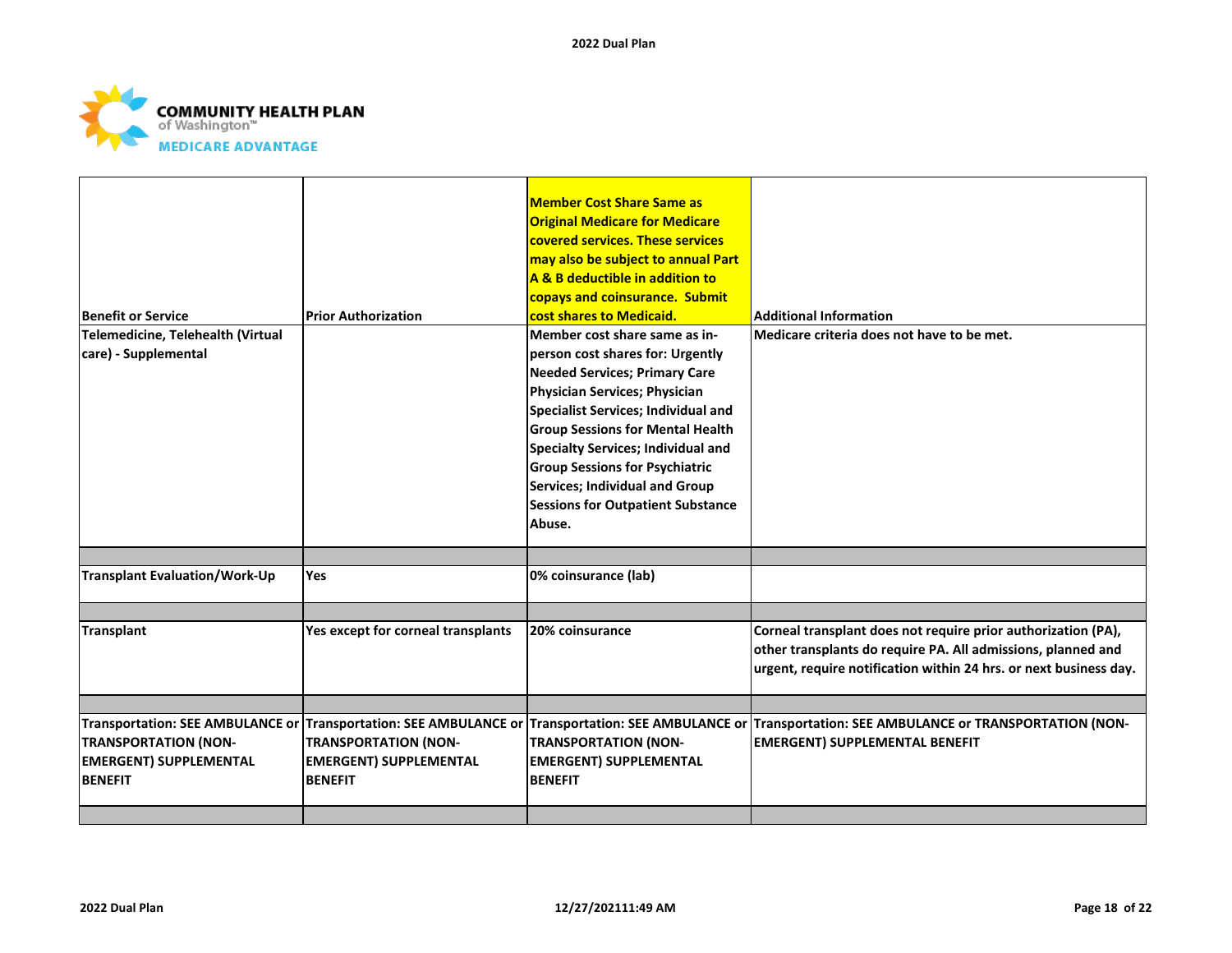| Benefit or Service | Prior Authorization | Member Cost Share Same as Original Medicare for Medicare covered services. These services may also be subject to annual Part A & B deductible in addition to copays and coinsurance. Submit cost shares to Medicaid. | Additional Information |
|---|---|---|---|
| Telemedicine, Telehealth (Virtual care) - Supplemental | | Member cost share same as in-person cost shares for: Urgently Needed Services; Primary Care Physician Services; Physician Specialist Services; Individual and Group Sessions for Mental Health Specialty Services; Individual and Group Sessions for Psychiatric Services; Individual and Group Sessions for Outpatient Substance Abuse. | Medicare criteria does not have to be met. |
| | | | |
| Transplant Evaluation/Work-Up | Yes | 0% coinsurance (lab) | |
| | | | |
| Transplant | Yes except for corneal transplants | 20% coinsurance | Corneal transplant does not require prior authorization (PA), other transplants do require PA. All admissions, planned and urgent, require notification within 24 hrs. or next business day. |
| | | | |
| Transportation: SEE AMBULANCE or TRANSPORTATION (NON-EMERGENT) SUPPLEMENTAL BENEFIT | Transportation: SEE AMBULANCE or TRANSPORTATION (NON-EMERGENT) SUPPLEMENTAL BENEFIT | Transportation: SEE AMBULANCE or TRANSPORTATION (NON-EMERGENT) SUPPLEMENTAL BENEFIT | Transportation: SEE AMBULANCE or TRANSPORTATION (NON-EMERGENT) SUPPLEMENTAL BENEFIT |
| | | | |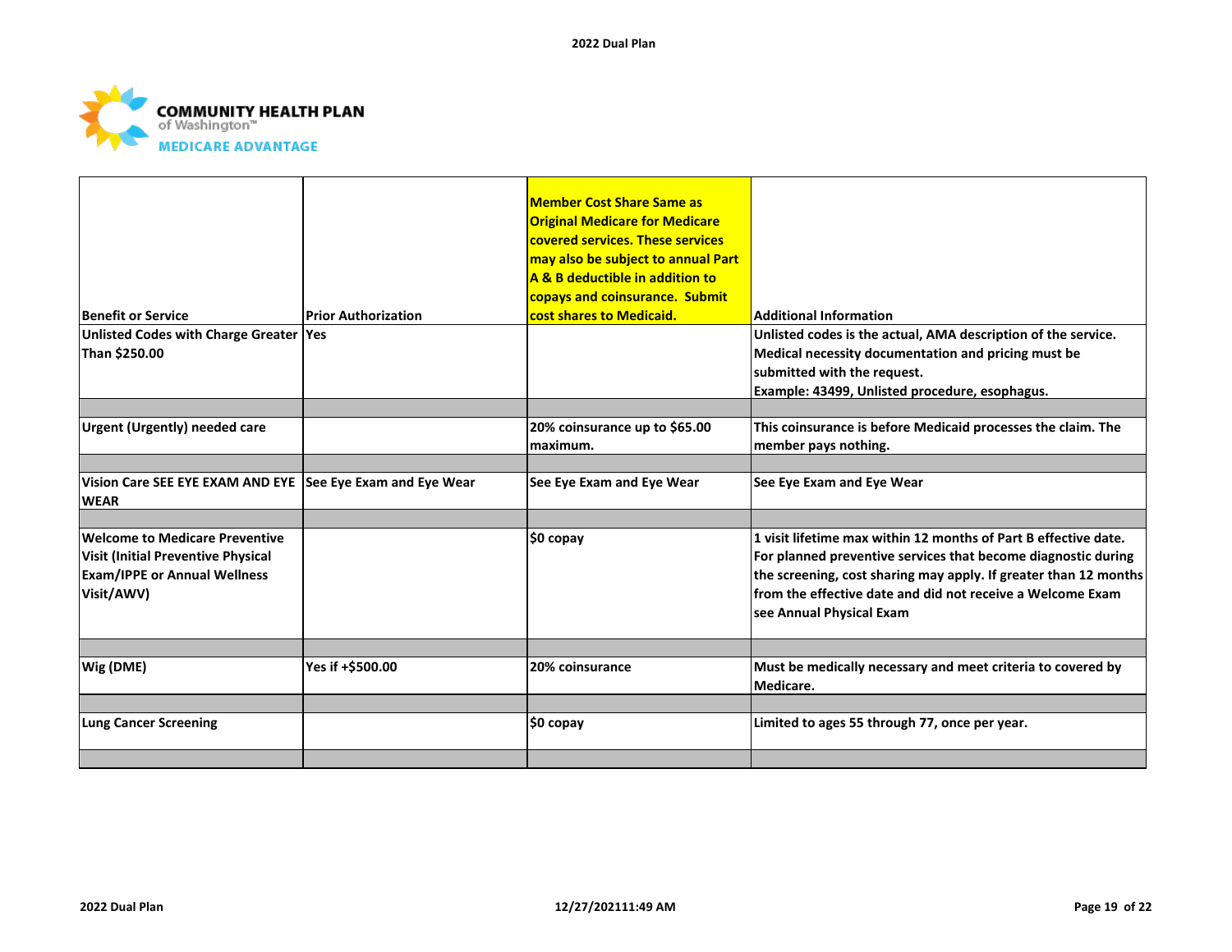| Benefit or Service | Prior Authorization | Member Cost Share Same as Original Medicare for Medicare covered services. These services may also be subject to annual Part A & B deductible in addition to copays and coinsurance. Submit cost shares to Medicaid. | Additional Information |
|---|---|---|---|
| Unlisted Codes with Charge Greater Than $250.00 | Yes | | Unlisted codes is the actual, AMA description of the service. Medical necessity documentation and pricing must be submitted with the request. Example: 43499, Unlisted procedure, esophagus. |
| | | | |
| Urgent (Urgently) needed care | | 20% coinsurance up to $65.00 maximum. | This coinsurance is before Medicaid processes the claim. The member pays nothing. |
| | | | |
| Vision Care SEE EYE EXAM AND EYE WEAR | See Eye Exam and Eye Wear | See Eye Exam and Eye Wear | See Eye Exam and Eye Wear |
| | | | |
| Welcome to Medicare Preventive Visit (Initial Preventive Physical Exam/IPPE or Annual Wellness Visit/AWV) | | $0 copay | 1 visit lifetime max within 12 months of Part B effective date. For planned preventive services that become diagnostic during the screening, cost sharing may apply. If greater than 12 months from the effective date and did not receive a Welcome Exam see Annual Physical Exam |
| | | | |
| Wig (DME) | Yes if +$500.00 | 20% coinsurance | Must be medically necessary and meet criteria to covered by Medicare. |
| | | | |
| Lung Cancer Screening | | $0 copay | Limited to ages 55 through 77, once per year. |
| | | | |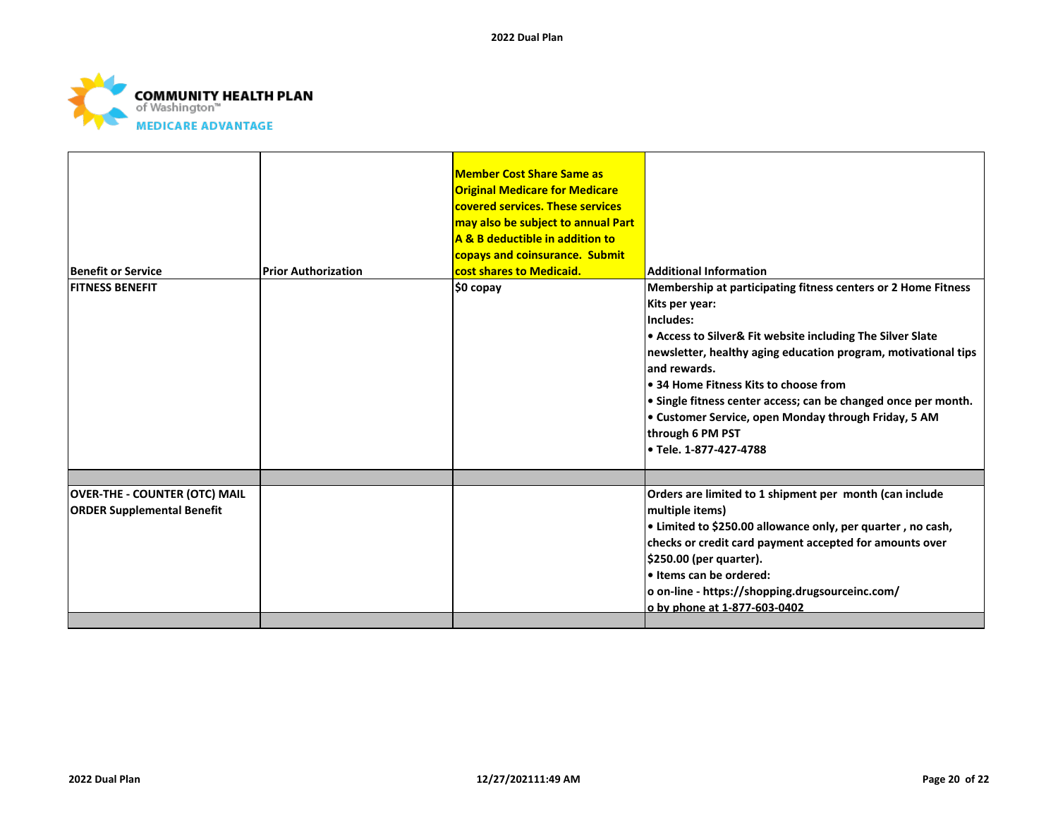COMMUNITY HEALTH PLAN of Washington™ MEDICARE ADVANTAGE

| Benefit or Service | Prior Authorization | Member Cost Share Same as Original Medicare for Medicare covered services. These services may also be subject to annual Part A & B deductible in addition to copays and coinsurance. Submit cost shares to Medicaid. | Additional Information |
|---|---|---|---|
| FITNESS BENEFIT | | $0 copay | Membership at participating fitness centers or 2 Home Fitness Kits per year:<br>Includes:<br>• Access to Silver& Fit website including The Silver Slate newsletter, healthy aging education program, motivational tips and rewards.<br>• 34 Home Fitness Kits to choose from<br>• Single fitness center access; can be changed once per month.<br>• Customer Service, open Monday through Friday, 5 AM through 6 PM PST<br>• Tele. 1-877-427-4788 |
| | | | |
| OVER-THE - COUNTER (OTC) MAIL ORDER Supplemental Benefit | | | Orders are limited to 1 shipment per month (can include multiple items)<br>• Limited to $250.00 allowance only, per quarter , no cash, checks or credit card payment accepted for amounts over $250.00 (per quarter).<br>• Items can be ordered:<br>o on-line - https://shopping.drugsourceinc.com/<br>o by phone at 1-877-603-0402 |
| | | | |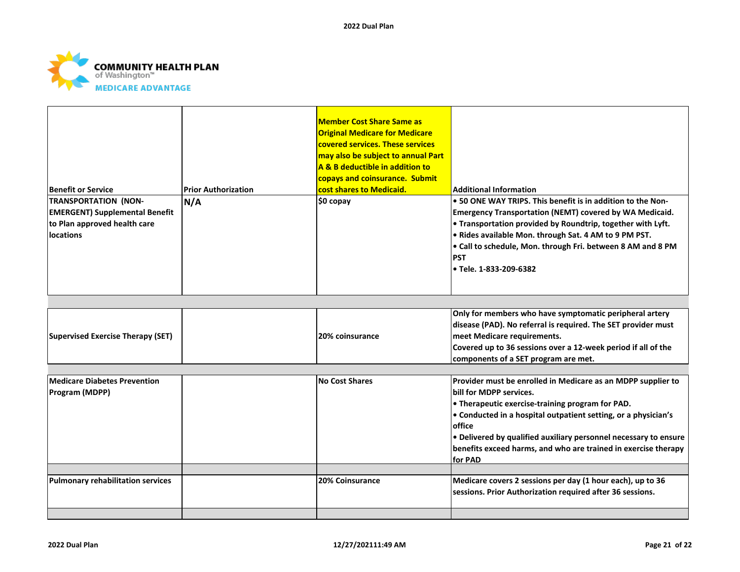**COMMUNITY HEALTH PLAN of Washington™ MEDICARE ADVANTAGE**

| Benefit or Service | Prior Authorization | Member Cost Share Same as Original Medicare for Medicare covered services. These services may also be subject to annual Part A & B deductible in addition to copays and coinsurance. Submit cost shares to Medicaid. | Additional Information |
|---|---|---|---|
| TRANSPORTATION (NON-EMERGENT) Supplemental Benefit to Plan approved health care locations | N/A | $0 copay | • 50 ONE WAY TRIPS. This benefit is in addition to the Non-Emergency Transportation (NEMT) covered by WA Medicaid.<br>• Transportation provided by Roundtrip, together with Lyft.<br>• Rides available Mon. through Sat. 4 AM to 9 PM PST.<br>• Call to schedule, Mon. through Fri. between 8 AM and 8 PM PST<br>• Tele. 1-833-209-6382 |
| | | | |
| Supervised Exercise Therapy (SET) | | 20% coinsurance | Only for members who have symptomatic peripheral artery disease (PAD). No referral is required. The SET provider must meet Medicare requirements.<br>Covered up to 36 sessions over a 12-week period if all of the components of a SET program are met. |
| | | | |
| Medicare Diabetes Prevention Program (MDPP) | | No Cost Shares | Provider must be enrolled in Medicare as an MDPP supplier to bill for MDPP services.<br>• Therapeutic exercise-training program for PAD.<br>• Conducted in a hospital outpatient setting, or a physician's office<br>• Delivered by qualified auxiliary personnel necessary to ensure benefits exceed harms, and who are trained in exercise therapy for PAD |
| | | | |
| Pulmonary rehabilitation services | | 20% Coinsurance | Medicare covers 2 sessions per day (1 hour each), up to 36 sessions. Prior Authorization required after 36 sessions. |
| | | | |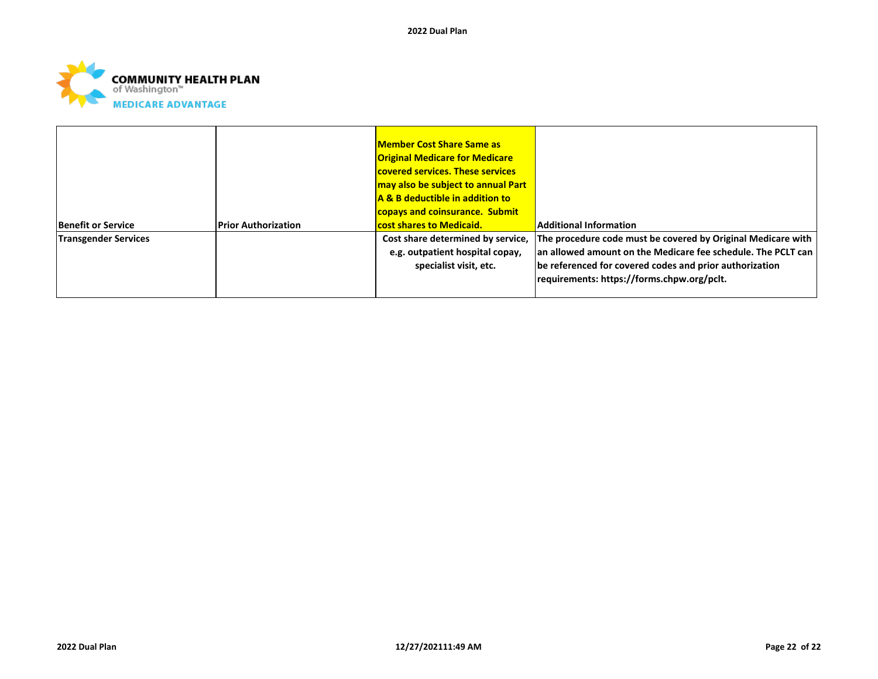| Benefit or Service | Prior Authorization | Member Cost Share Same as Original Medicare for Medicare covered services. These services may also be subject to annual Part A & B deductible in addition to copays and coinsurance. Submit cost shares to Medicaid. | Additional Information |
|---|---|---|---|
| Transgender Services | | Cost share determined by service, e.g. outpatient hospital copay, specialist visit, etc. | The procedure code must be covered by Original Medicare with an allowed amount on the Medicare fee schedule. The PCLT can be referenced for covered codes and prior authorization requirements: https://forms.chpw.org/pclt. |